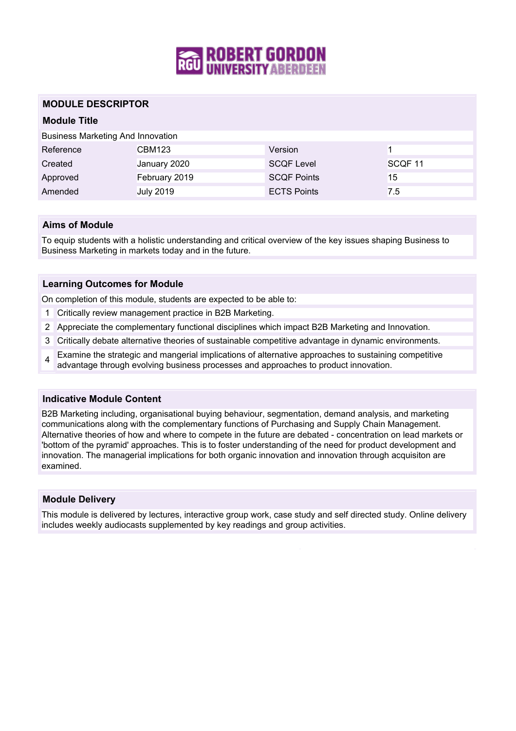# MODULE DESCRIPTOR

## Module Title

Business Marketing And Innovation

| Reference | CBM123 | Version | 1 |
|---|---|---|---|
| Created | January 2020 | SCQF Level | SCQF 11 |
| Approved | February 2019 | SCQF Points | 15 |
| Amended | July 2019 | ECTS Points | 7.5 |

## Aims of Module

To equip students with a holistic understanding and critical overview of the key issues shaping Business to Business Marketing in markets today and in the future.

## Learning Outcomes for Module

On completion of this module, students are expected to be able to:

1. Critically review management practice in B2B Marketing.
2. Appreciate the complementary functional disciplines which impact B2B Marketing and Innovation.
3. Critically debate alternative theories of sustainable competitive advantage in dynamic environments.
4. Examine the strategic and mangerial implications of alternative approaches to sustaining competitive advantage through evolving business processes and approaches to product innovation.

## Indicative Module Content

B2B Marketing including, organisational buying behaviour, segmentation, demand analysis, and marketing communications along with the complementary functions of Purchasing and Supply Chain Management. Alternative theories of how and where to compete in the future are debated - concentration on lead markets or 'bottom of the pyramid' approaches. This is to foster understanding of the need for product development and innovation. The managerial implications for both organic innovation and innovation through acquisiton are examined.

## Module Delivery

This module is delivered by lectures, interactive group work, case study and self directed study. Online delivery includes weekly audiocasts supplemented by key readings and group activities.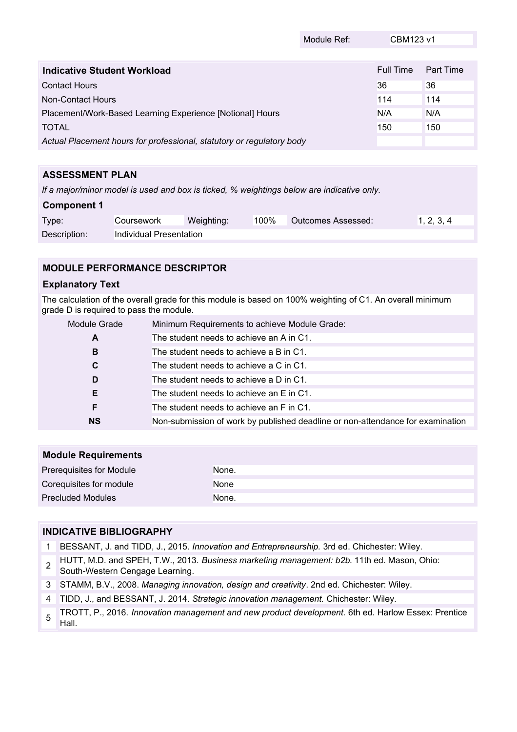| Module Ref: | CBM123 v1 |
|---|---|

| Indicative Student Workload | Full Time | Part Time |
|---|---|---|
| Contact Hours | 36 | 36 |
| Non-Contact Hours | 114 | 114 |
| Placement/Work-Based Learning Experience [Notional] Hours | N/A | N/A |
| TOTAL | 150 | 150 |
| *Actual Placement hours for professional, statutory or regulatory body* | | |

## ASSESSMENT PLAN

*If a major/minor model is used and box is ticked, % weightings below are indicative only.*

### Component 1

| | | | | | |
|---|---|---|---|---|---|
| Type: | Coursework | Weighting: | 100% | Outcomes Assessed: | 1, 2, 3, 4 |
| Description: | Individual Presentation | | | | |

## MODULE PERFORMANCE DESCRIPTOR

### Explanatory Text

The calculation of the overall grade for this module is based on 100% weighting of C1. An overall minimum grade D is required to pass the module.

| Module Grade | Minimum Requirements to achieve Module Grade: |
|---|---|
| **A** | The student needs to achieve an A in C1. |
| **B** | The student needs to achieve a B in C1. |
| **C** | The student needs to achieve a C in C1. |
| **D** | The student needs to achieve a D in C1. |
| **E** | The student needs to achieve an E in C1. |
| **F** | The student needs to achieve an F in C1. |
| **NS** | Non-submission of work by published deadline or non-attendance for examination |

## Module Requirements

| | |
|---|---|
| Prerequisites for Module | None. |
| Corequisites for module | None |
| Precluded Modules | None. |

## INDICATIVE BIBLIOGRAPHY

1. BESSANT, J. and TIDD, J., 2015. *Innovation and Entrepreneurship.* 3rd ed. Chichester: Wiley.
2. HUTT, M.D. and SPEH, T.W., 2013. *Business marketing management: b2b.* 11th ed. Mason, Ohio: South-Western Cengage Learning.
3. STAMM, B.V., 2008. *Managing innovation, design and creativity*. 2nd ed. Chichester: Wiley.
4. TIDD, J., and BESSANT, J. 2014. *Strategic innovation management.* Chichester: Wiley.
5. TROTT, P., 2016. *Innovation management and new product development.* 6th ed. Harlow Essex: Prentice Hall.